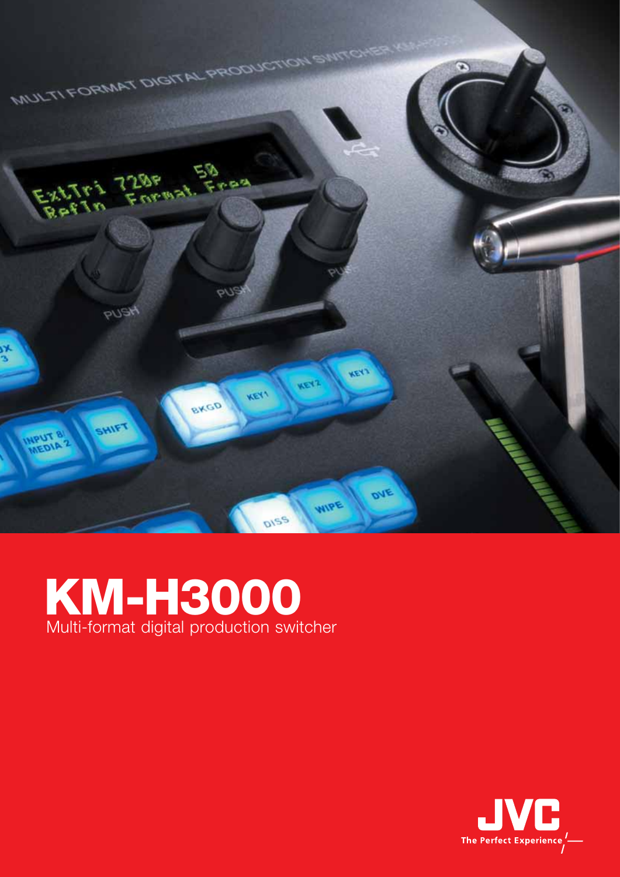# KM-H3000

Multi-format digital production switcher

JVC
The Perfect Experience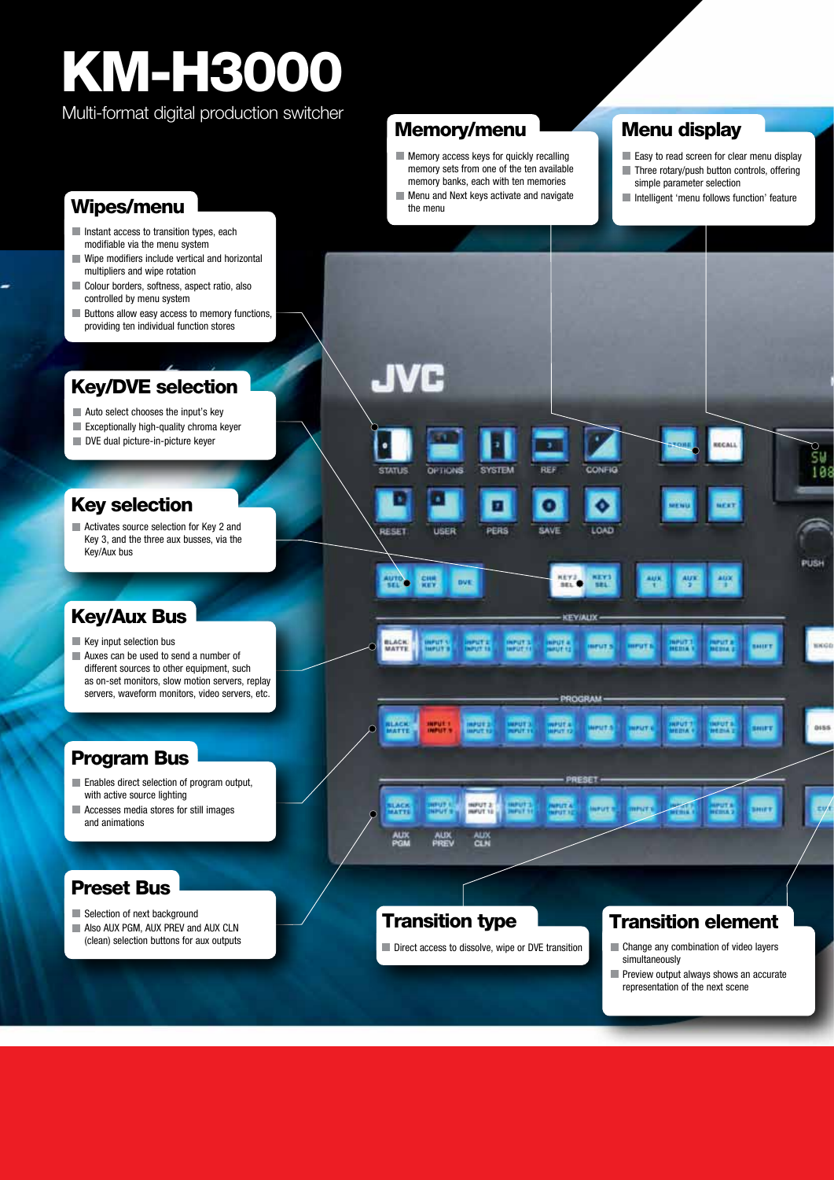# KM-H3000

Multi-format digital production switcher

## Wipes/menu

- Instant access to transition types, each modifiable via the menu system
- Wipe modifiers include vertical and horizontal multipliers and wipe rotation
- Colour borders, softness, aspect ratio, also controlled by menu system
- Buttons allow easy access to memory functions, providing ten individual function stores

## Key/DVE selection

- Auto select chooses the input's key
- Exceptionally high-quality chroma keyer
- DVE dual picture-in-picture keyer

## Key selection

- Activates source selection for Key 2 and Key 3, and the three aux busses, via the Key/Aux bus

## Key/Aux Bus

- Key input selection bus
- Auxes can be used to send a number of different sources to other equipment, such as on-set monitors, slow motion servers, replay servers, waveform monitors, video servers, etc.

## Program Bus

- Enables direct selection of program output, with active source lighting
- Accesses media stores for still images and animations

## Preset Bus

- Selection of next background
- Also AUX PGM, AUX PREV and AUX CLN (clean) selection buttons for aux outputs

## Memory/menu

- Memory access keys for quickly recalling memory sets from one of the ten available memory banks, each with ten memories
- Menu and Next keys activate and navigate the menu

## Menu display

- Easy to read screen for clear menu display
- Three rotary/push button controls, offering simple parameter selection
- Intelligent 'menu follows function' feature

## Transition type

- Direct access to dissolve, wipe or DVE transition

## Transition element

- Change any combination of video layers simultaneously
- Preview output always shows an accurate representation of the next scene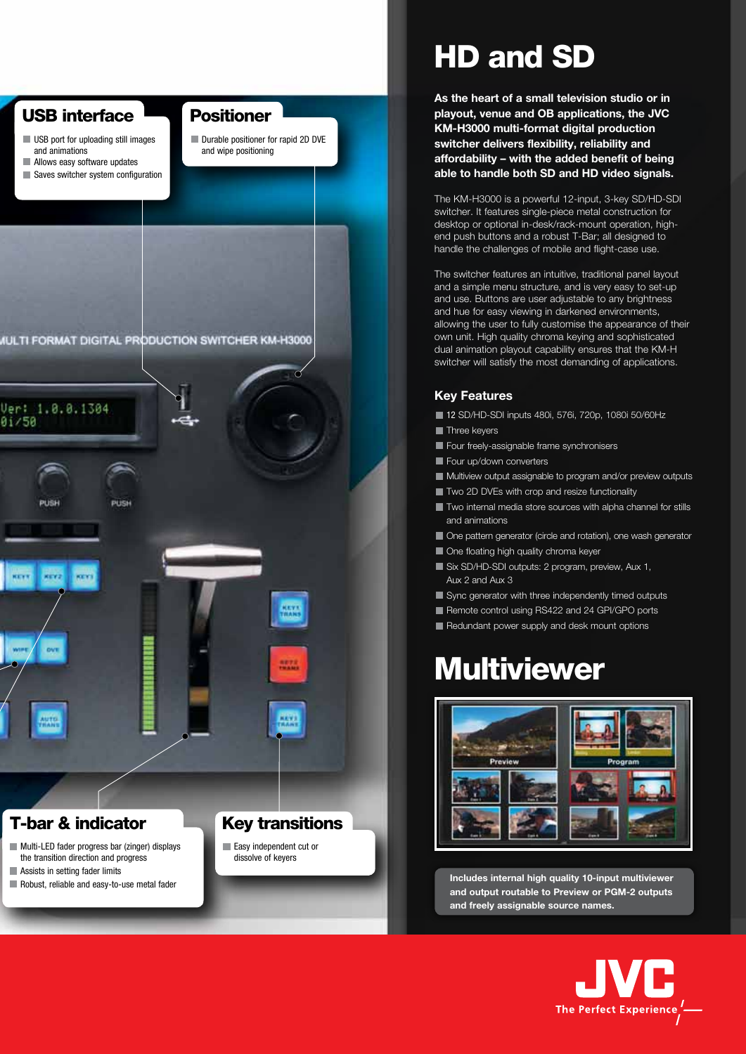## USB interface

- USB port for uploading still images and animations
- Allows easy software updates
- Saves switcher system configuration

## Positioner

- Durable positioner for rapid 2D DVE and wipe positioning

## T-bar & indicator

- Multi-LED fader progress bar (zinger) displays the transition direction and progress
- Assists in setting fader limits
- Robust, reliable and easy-to-use metal fader

## Key transitions

- Easy independent cut or dissolve of keyers

# HD and SD

**As the heart of a small television studio or in playout, venue and OB applications, the JVC KM-H3000 multi-format digital production switcher delivers flexibility, reliability and affordability – with the added benefit of being able to handle both SD and HD video signals.**

The KM-H3000 is a powerful 12-input, 3-key SD/HD-SDI switcher. It features single-piece metal construction for desktop or optional in-desk/rack-mount operation, high-end push buttons and a robust T-Bar; all designed to handle the challenges of mobile and flight-case use.

The switcher features an intuitive, traditional panel layout and a simple menu structure, and is very easy to set-up and use. Buttons are user adjustable to any brightness and hue for easy viewing in darkened environments, allowing the user to fully customise the appearance of their own unit. High quality chroma keying and sophisticated dual animation playout capability ensures that the KM-H switcher will satisfy the most demanding of applications.

### Key Features

- 12 SD/HD-SDI inputs 480i, 576i, 720p, 1080i 50/60Hz
- Three keyers
- Four freely-assignable frame synchronisers
- Four up/down converters
- Multiview output assignable to program and/or preview outputs
- Two 2D DVEs with crop and resize functionality
- Two internal media store sources with alpha channel for stills and animations
- One pattern generator (circle and rotation), one wash generator
- One floating high quality chroma keyer
- Six SD/HD-SDI outputs: 2 program, preview, Aux 1, Aux 2 and Aux 3
- Sync generator with three independently timed outputs
- Remote control using RS422 and 24 GPI/GPO ports
- Redundant power supply and desk mount options

# Multiviewer

**Includes internal high quality 10-input multiviewer and output routable to Preview or PGM-2 outputs and freely assignable source names.**

JVC
The Perfect Experience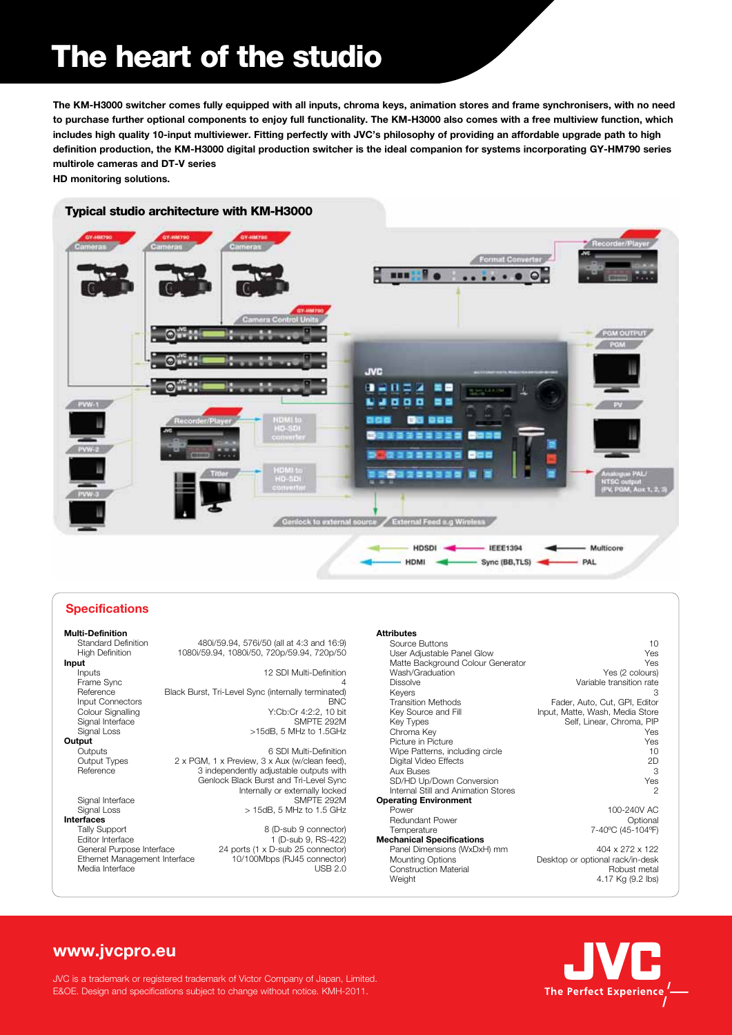# The heart of the studio

**The KM-H3000 switcher comes fully equipped with all inputs, chroma keys, animation stores and frame synchronisers, with no need to purchase further optional components to enjoy full functionality. The KM-H3000 also comes with a free multiview function, which includes high quality 10-input multiviewer. Fitting perfectly with JVC's philosophy of providing an affordable upgrade path to high definition production, the KM-H3000 digital production switcher is the ideal companion for systems incorporating GY-HM790 series multirole cameras and DT-V series HD monitoring solutions.**

## Typical studio architecture with KM-H3000

GY-HM790 Cameras
GY-HM790 Cameras
GY-HM790 Cameras
GY-HM790 Camera Control Units
Format Converter
Recorder/Player
PGM OUTPUT PGM
PV
PVW-1
PVW-2
PVW-3
Recorder/Player
HDMI to HD-SDI converter
Titler
HDMI to HD-SDI converter
Analogue PAL/NTSC output (PV, PGM, Aux 1, 2, 3)
Genlock to external source
External Feed e.g Wireless
HDSDI
IEEE1394
Multicore
HDMI
Sync (BB,TLS)
PAL

## Specifications

**Multi-Definition**

| | |
|---|---|
| Standard Definition | 480i/59.94, 576i/50 (all at 4:3 and 16:9) |
| High Definition | 1080i/59.94, 1080i/50, 720p/59.94, 720p/50 |

**Input**

| | |
|---|---|
| Inputs | 12 SDI Multi-Definition |
| Frame Sync | 4 |
| Reference | Black Burst, Tri-Level Sync (internally terminated) |
| Input Connectors | BNC |
| Colour Signalling | Y:Cb:Cr 4:2:2, 10 bit |
| Signal Interface | SMPTE 292M |
| Signal Loss | >15dB, 5 MHz to 1.5GHz |

**Output**

| | |
|---|---|
| Outputs | 6 SDI Multi-Definition |
| Output Types | 2 x PGM, 1 x Preview, 3 x Aux (w/clean feed), |
| Reference | 3 independently adjustable outputs with Genlock Black Burst and Tri-Level Sync Internally or externally locked |
| Signal Interface | SMPTE 292M |
| Signal Loss | > 15dB, 5 MHz to 1.5 GHz |

**Interfaces**

| | |
|---|---|
| Tally Support | 8 (D-sub 9 connector) |
| Editor Interface | 1 (D-sub 9, RS-422) |
| General Purpose Interface | 24 ports (1 x D-sub 25 connector) |
| Ethernet Management Interface | 10/100Mbps (RJ45 connector) |
| Media Interface | USB 2.0 |

**Attributes**

| | |
|---|---|
| Source Buttons | 10 |
| User Adjustable Panel Glow | Yes |
| Matte Background Colour Generator | Yes |
| Wash/Graduation | Yes (2 colours) |
| Dissolve | Variable transition rate |
| Keyers | 3 |
| Transition Methods | Fader, Auto, Cut, GPI, Editor |
| Key Source and Fill | Input, Matte, Wash, Media Store |
| Key Types | Self, Linear, Chroma, PIP |
| Chroma Key | Yes |
| Picture in Picture | Yes |
| Wipe Patterns, including circle | 10 |
| Digital Video Effects | 2D |
| Aux Buses | 3 |
| SD/HD Up/Down Conversion | Yes |
| Internal Still and Animation Stores | 2 |

**Operating Environment**

| | |
|---|---|
| Power | 100-240V AC |
| Redundant Power | Optional |
| Temperature | 7-40ºC (45-104ºF) |

**Mechanical Specifications**

| | |
|---|---|
| Panel Dimensions (WxDxH) mm | 404 x 272 x 122 |
| Mounting Options | Desktop or optional rack/in-desk |
| Construction Material | Robust metal |
| Weight | 4.17 Kg (9.2 lbs) |

**www.jvcpro.eu**

JVC is a trademark or registered trademark of Victor Company of Japan, Limited.
E&OE. Design and specifications subject to change without notice. KMH-2011.

JVC The Perfect Experience